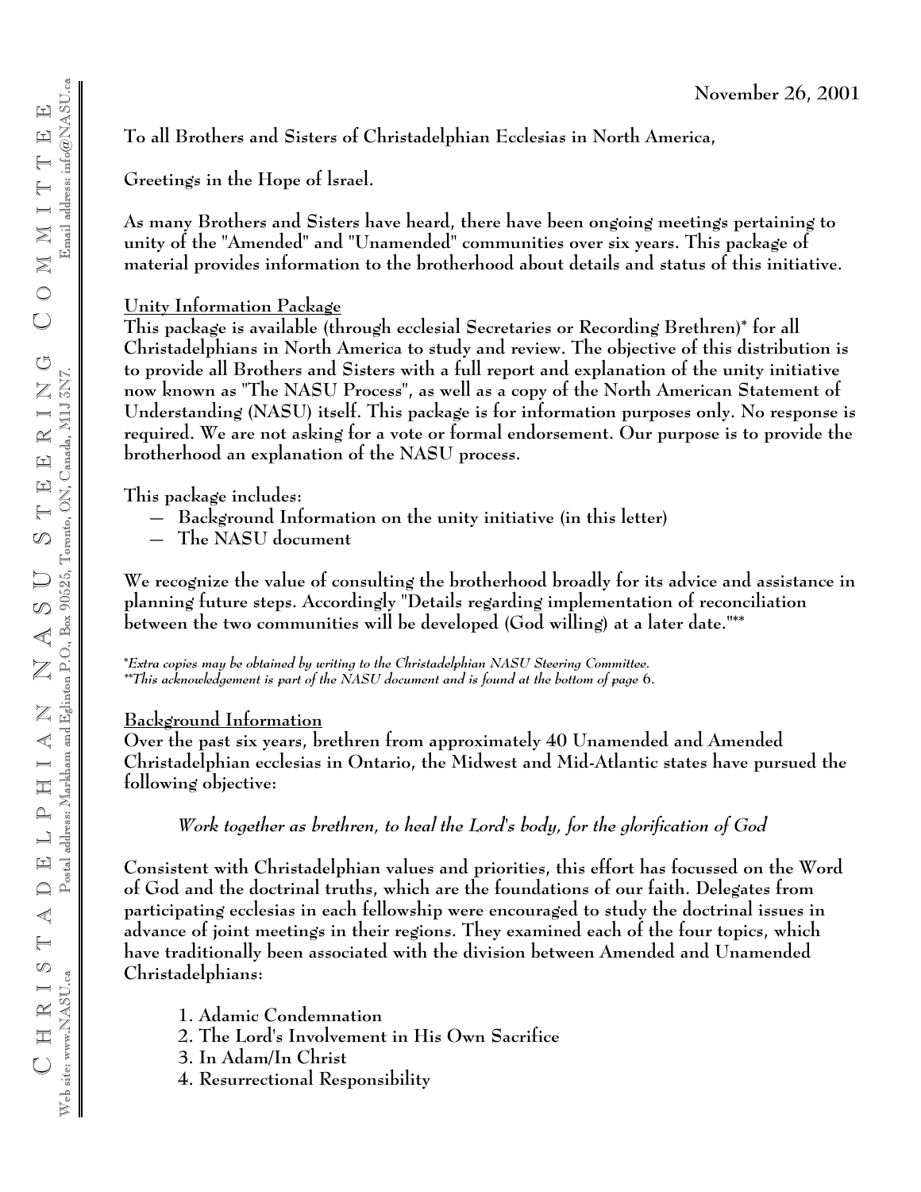CHRISTADELPHIAN NASU STEERING COMMITTEE

Web site: www.NASU.ca Postal address: Markham and Eglinton P.O., Box 90525, Toronto, ON, Canada, M1J 3N7. Email address: info@NASU.ca

November 26, 2001

To all Brothers and Sisters of Christadelphian Ecclesias in North America,

Greetings in the Hope of Israel.

As many Brothers and Sisters have heard, there have been ongoing meetings pertaining to unity of the "Amended" and "Unamended" communities over six years. This package of material provides information to the brotherhood about details and status of this initiative.

## Unity Information Package

This package is available (through ecclesial Secretaries or Recording Brethren)* for all Christadelphians in North America to study and review. The objective of this distribution is to provide all Brothers and Sisters with a full report and explanation of the unity initiative now known as "The NASU Process", as well as a copy of the North American Statement of Understanding (NASU) itself. This package is for information purposes only. No response is required. We are not asking for a vote or formal endorsement. Our purpose is to provide the brotherhood an explanation of the NASU process.

This package includes:

- Background Information on the unity initiative (in this letter)
- The NASU document

We recognize the value of consulting the brotherhood broadly for its advice and assistance in planning future steps. Accordingly "Details regarding implementation of reconciliation between the two communities will be developed (God willing) at a later date."**

*\*Extra copies may be obtained by writing to the Christadelphian NASU Steering Committee.*
*\*\*This acknowledgement is part of the NASU document and is found at the bottom of page 6.*

## Background Information

Over the past six years, brethren from approximately 40 Unamended and Amended Christadelphian ecclesias in Ontario, the Midwest and Mid-Atlantic states have pursued the following objective:

> *Work together as brethren, to heal the Lord's body, for the glorification of God*

Consistent with Christadelphian values and priorities, this effort has focussed on the Word of God and the doctrinal truths, which are the foundations of our faith. Delegates from participating ecclesias in each fellowship were encouraged to study the doctrinal issues in advance of joint meetings in their regions. They examined each of the four topics, which have traditionally been associated with the division between Amended and Unamended Christadelphians:

1. Adamic Condemnation
2. The Lord's Involvement in His Own Sacrifice
3. In Adam/In Christ
4. Resurrectional Responsibility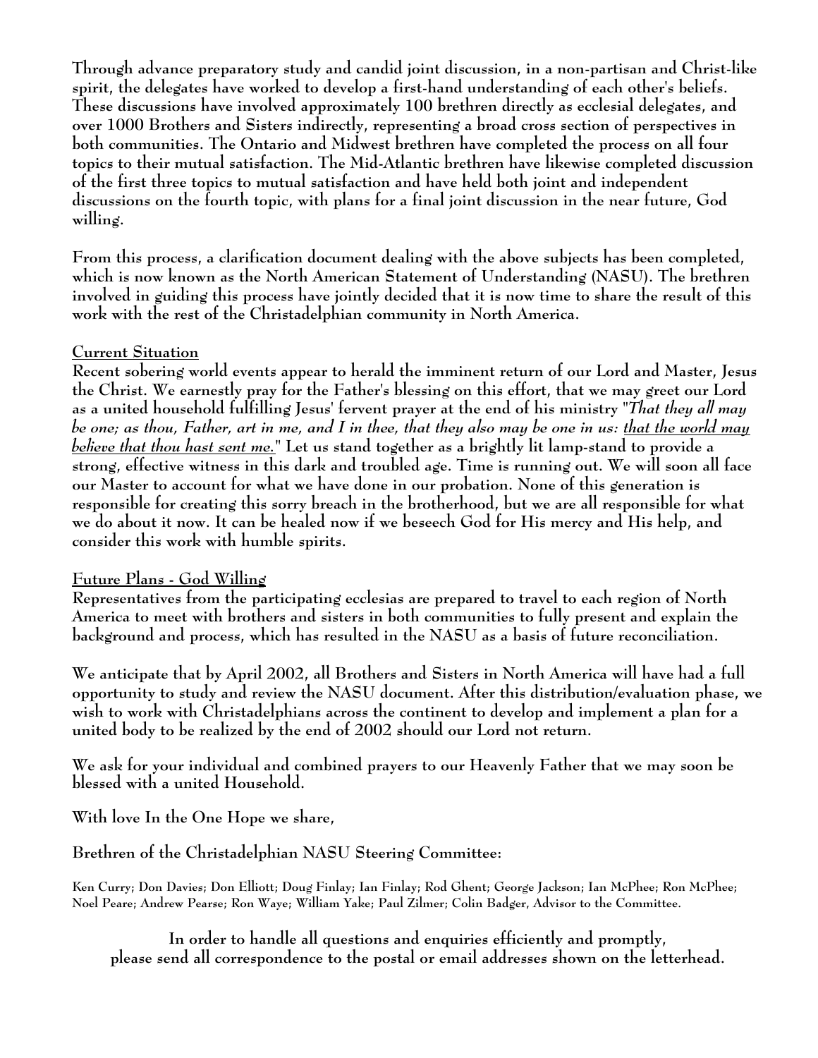**Through advance preparatory study and candid joint discussion, in a non-partisan and Christ-like spirit, the delegates have worked to develop a first-hand understanding of each other's beliefs. These discussions have involved approximately 100 brethren directly as ecclesial delegates, and over 1000 Brothers and Sisters indirectly, representing a broad cross section of perspectives in both communities. The Ontario and Midwest brethren have completed the process on all four topics to their mutual satisfaction. The Mid-Atlantic brethren have likewise completed discussion of the first three topics to mutual satisfaction and have held both joint and independent discussions on the fourth topic, with plans for a final joint discussion in the near future, God willing.**

**From this process, a clarification document dealing with the above subjects has been completed, which is now known as the North American Statement of Understanding (NASU). The brethren involved in guiding this process have jointly decided that it is now time to share the result of this work with the rest of the Christadelphian community in North America.**

**Current Situation**

**Recent sobering world events appear to herald the imminent return of our Lord and Master, Jesus the Christ. We earnestly pray for the Father's blessing on this effort, that we may greet our Lord as a united household fulfilling Jesus' fervent prayer at the end of his ministry "*That they all may be one; as thou, Father, art in me, and I in thee, that they also may be one in us: that the world may believe that thou hast sent me.*" Let us stand together as a brightly lit lamp-stand to provide a strong, effective witness in this dark and troubled age. Time is running out. We will soon all face our Master to account for what we have done in our probation. None of this generation is responsible for creating this sorry breach in the brotherhood, but we are all responsible for what we do about it now. It can be healed now if we beseech God for His mercy and His help, and consider this work with humble spirits.**

**Future Plans - God Willing**

**Representatives from the participating ecclesias are prepared to travel to each region of North America to meet with brothers and sisters in both communities to fully present and explain the background and process, which has resulted in the NASU as a basis of future reconciliation.**

**We anticipate that by April 2002, all Brothers and Sisters in North America will have had a full opportunity to study and review the NASU document. After this distribution/evaluation phase, we wish to work with Christadelphians across the continent to develop and implement a plan for a united body to be realized by the end of 2002 should our Lord not return.**

**We ask for your individual and combined prayers to our Heavenly Father that we may soon be blessed with a united Household.**

**With love In the One Hope we share,**

**Brethren of the Christadelphian NASU Steering Committee:**

Ken Curry; Don Davies; Don Elliott; Doug Finlay; Ian Finlay; Rod Ghent; George Jackson; Ian McPhee; Ron McPhee; Noel Peare; Andrew Pearse; Ron Waye; William Yake; Paul Zilmer; Colin Badger, Advisor to the Committee.

**In order to handle all questions and enquiries efficiently and promptly, please send all correspondence to the postal or email addresses shown on the letterhead.**